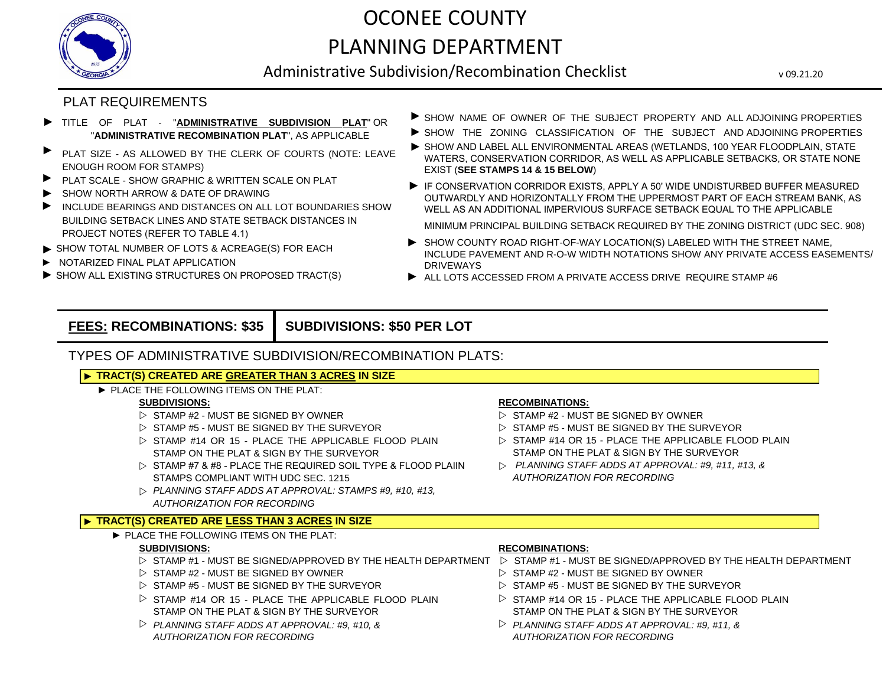# OCONEE COUNTY

# PLANNING DEPARTMENT

## Administrative Subdivision/Recombination Checklist

v 09.21.20

## PLAT REQUIREMENTS

- ► TITLE OF PLAT - "**ADMINISTRATIVE SUBDIVISION PLAT**" OR "**ADMINISTRATIVE RECOMBINATION PLAT**", AS APPLICABLE
- ► PLAT SIZE - AS ALLOWED BY THE CLERK OF COURTS (NOTE: LEAVE ENOUGH ROOM FOR STAMPS)
- ► PLAT SCALE - SHOW GRAPHIC & WRITTEN SCALE ON PLAT
- ► SHOW NORTH ARROW & DATE OF DRAWING
- ► INCLUDE BEARINGS AND DISTANCES ON ALL LOT BOUNDARIES SHOW BUILDING SETBACK LINES AND STATE SETBACK DISTANCES IN PROJECT NOTES (REFER TO TABLE 4.1)
- ► SHOW TOTAL NUMBER OF LOTS & ACREAGE(S) FOR EACH
- ► NOTARIZED FINAL PLAT APPLICATION
- ► SHOW ALL EXISTING STRUCTURES ON PROPOSED TRACT(S)
- ► SHOW NAME OF OWNER OF THE SUBJECT PROPERTY AND ALL ADJOINING PROPERTIES
- ► SHOW THE ZONING CLASSIFICATION OF THE SUBJECT AND ADJOINING PROPERTIES
- ► SHOW AND LABEL ALL ENVIRONMENTAL AREAS (WETLANDS, 100 YEAR FLOODPLAIN, STATE WATERS, CONSERVATION CORRIDOR, AS WELL AS APPLICABLE SETBACKS, OR STATE NONE EXIST (**SEE STAMPS 14 & 15 BELOW**)
- ► IF CONSERVATION CORRIDOR EXISTS, APPLY A 50' WIDE UNDISTURBED BUFFER MEASURED OUTWARDLY AND HORIZONTALLY FROM THE UPPERMOST PART OF EACH STREAM BANK, AS WELL AS AN ADDITIONAL IMPERVIOUS SURFACE SETBACK EQUAL TO THE APPLICABLE

  MINIMUM PRINCIPAL BUILDING SETBACK REQUIRED BY THE ZONING DISTRICT (UDC SEC. 908)
- ► SHOW COUNTY ROAD RIGHT-OF-WAY LOCATION(S) LABELED WITH THE STREET NAME, INCLUDE PAVEMENT AND R-O-W WIDTH NOTATIONS SHOW ANY PRIVATE ACCESS EASEMENTS/ DRIVEWAYS
- ► ALL LOTS ACCESSED FROM A PRIVATE ACCESS DRIVE REQUIRE STAMP #6

| **FEES:** RECOMBINATIONS: $35 | SUBDIVISIONS: $50 PER LOT |
|---|---|

## TYPES OF ADMINISTRATIVE SUBDIVISION/RECOMBINATION PLATS:

### ► TRACT(S) CREATED ARE GREATER THAN 3 ACRES IN SIZE

► PLACE THE FOLLOWING ITEMS ON THE PLAT:

**SUBDIVISIONS:**

- ▷ STAMP #2 - MUST BE SIGNED BY OWNER
- ▷ STAMP #5 - MUST BE SIGNED BY THE SURVEYOR
- ▷ STAMP #14 OR 15 - PLACE THE APPLICABLE FLOOD PLAIN STAMP ON THE PLAT & SIGN BY THE SURVEYOR
- ▷ STAMP #7 & #8 - PLACE THE REQUIRED SOIL TYPE & FLOOD PLAIIN STAMPS COMPLIANT WITH UDC SEC. 1215
- ▷ *PLANNING STAFF ADDS AT APPROVAL: STAMPS #9, #10, #13, AUTHORIZATION FOR RECORDING*

**RECOMBINATIONS:**

- ▷ STAMP #2 - MUST BE SIGNED BY OWNER
- ▷ STAMP #5 - MUST BE SIGNED BY THE SURVEYOR
- ▷ STAMP #14 OR 15 - PLACE THE APPLICABLE FLOOD PLAIN STAMP ON THE PLAT & SIGN BY THE SURVEYOR
- ▷ *PLANNING STAFF ADDS AT APPROVAL: #9, #11, #13, & AUTHORIZATION FOR RECORDING*

### ► TRACT(S) CREATED ARE LESS THAN 3 ACRES IN SIZE

► PLACE THE FOLLOWING ITEMS ON THE PLAT:

**SUBDIVISIONS:**

- ▷ STAMP #1 - MUST BE SIGNED/APPROVED BY THE HEALTH DEPARTMENT
- ▷ STAMP #2 - MUST BE SIGNED BY OWNER
- ▷ STAMP #5 - MUST BE SIGNED BY THE SURVEYOR
- ▷ STAMP #14 OR 15 - PLACE THE APPLICABLE FLOOD PLAIN STAMP ON THE PLAT & SIGN BY THE SURVEYOR
- ▷ *PLANNING STAFF ADDS AT APPROVAL: #9, #10, & AUTHORIZATION FOR RECORDING*

**RECOMBINATIONS:**

- ▷ STAMP #1 - MUST BE SIGNED/APPROVED BY THE HEALTH DEPARTMENT
- ▷ STAMP #2 - MUST BE SIGNED BY OWNER
- ▷ STAMP #5 - MUST BE SIGNED BY THE SURVEYOR
- ▷ STAMP #14 OR 15 - PLACE THE APPLICABLE FLOOD PLAIN STAMP ON THE PLAT & SIGN BY THE SURVEYOR
- ▷ *PLANNING STAFF ADDS AT APPROVAL: #9, #11, & AUTHORIZATION FOR RECORDING*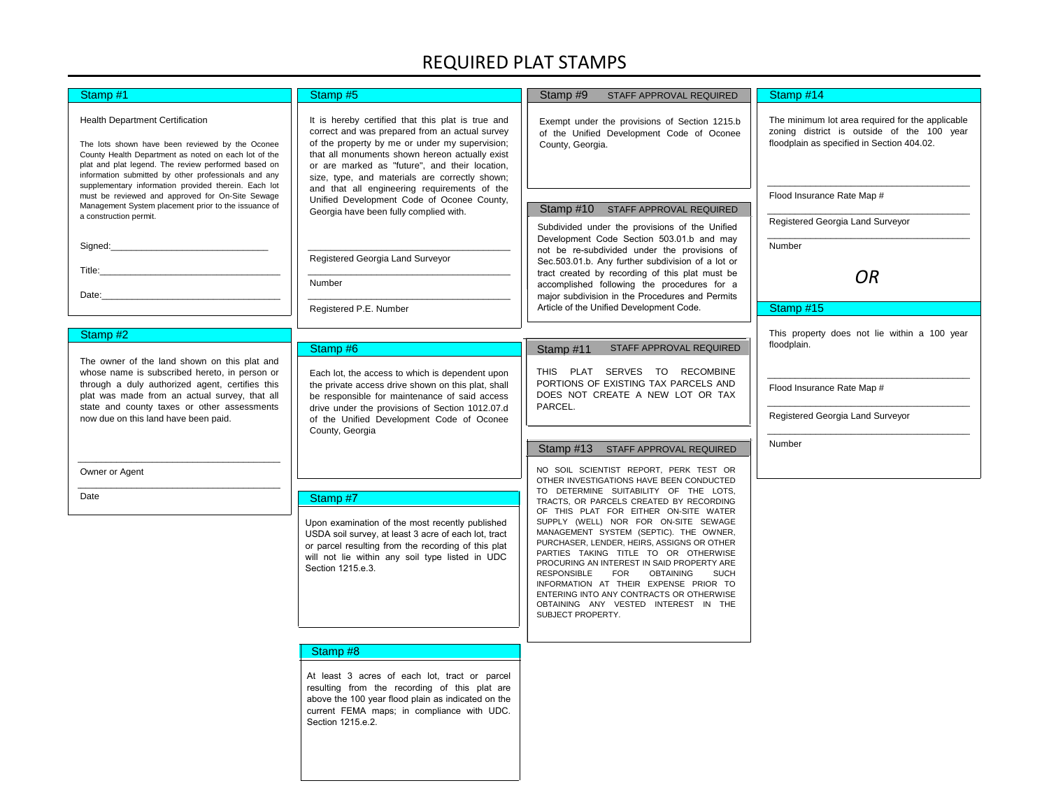# REQUIRED PLAT STAMPS

## Stamp #1

Health Department Certification

The lots shown have been reviewed by the Oconee County Health Department as noted on each lot of the plat and plat legend. The review performed based on information submitted by other professionals and any supplementary information provided therein. Each lot must be reviewed and approved for On-Site Sewage Management System placement prior to the issuance of a construction permit.

Signed:_______________________________

Title:____________________________________

Date:____________________________________

## Stamp #2

The owner of the land shown on this plat and whose name is subscribed hereto, in person or through a duly authorized agent, certifies this plat was made from an actual survey, that all state and county taxes or other assessments now due on this land have been paid.

_______________________________________
Owner or Agent

_______________________________________
Date

## Stamp #5

It is hereby certified that this plat is true and correct and was prepared from an actual survey of the property by me or under my supervision; that all monuments shown hereon actually exist or are marked as "future", and their location, size, type, and materials are correctly shown; and that all engineering requirements of the Unified Development Code of Oconee County, Georgia have been fully complied with.

_______________________________________
Registered Georgia Land Surveyor

_______________________________________
Number

_______________________________________
Registered P.E. Number

## Stamp #6

Each lot, the access to which is dependent upon the private access drive shown on this plat, shall be responsible for maintenance of said access drive under the provisions of Section 1012.07.d of the Unified Development Code of Oconee County, Georgia

## Stamp #7

Upon examination of the most recently published USDA soil survey, at least 3 acre of each lot, tract or parcel resulting from the recording of this plat will not lie within any soil type listed in UDC Section 1215.e.3.

## Stamp #8

At least 3 acres of each lot, tract or parcel resulting from the recording of this plat are above the 100 year flood plain as indicated on the current FEMA maps; in compliance with UDC. Section 1215.e.2.

## Stamp #9 STAFF APPROVAL REQUIRED

Exempt under the provisions of Section 1215.b of the Unified Development Code of Oconee County, Georgia.

## Stamp #10 STAFF APPROVAL REQUIRED

Subdivided under the provisions of the Unified Development Code Section 503.01.b and may not be re-subdivided under the provisions of Sec.503.01.b. Any further subdivision of a lot or tract created by recording of this plat must be accomplished following the procedures for a major subdivision in the Procedures and Permits Article of the Unified Development Code.

## Stamp #11 STAFF APPROVAL REQUIRED

THIS PLAT SERVES TO RECOMBINE PORTIONS OF EXISTING TAX PARCELS AND DOES NOT CREATE A NEW LOT OR TAX PARCEL.

## Stamp #13 STAFF APPROVAL REQUIRED

NO SOIL SCIENTIST REPORT, PERK TEST OR OTHER INVESTIGATIONS HAVE BEEN CONDUCTED TO DETERMINE SUITABILITY OF THE LOTS, TRACTS, OR PARCELS CREATED BY RECORDING OF THIS PLAT FOR EITHER ON-SITE WATER SUPPLY (WELL) NOR FOR ON-SITE SEWAGE MANAGEMENT SYSTEM (SEPTIC). THE OWNER, PURCHASER, LENDER, HEIRS, ASSIGNS OR OTHER PARTIES TAKING TITLE TO OR OTHERWISE PROCURING AN INTEREST IN SAID PROPERTY ARE RESPONSIBLE FOR OBTAINING SUCH INFORMATION AT THEIR EXPENSE PRIOR TO ENTERING INTO ANY CONTRACTS OR OTHERWISE OBTAINING ANY VESTED INTEREST IN THE SUBJECT PROPERTY.

## Stamp #14

The minimum lot area required for the applicable zoning district is outside of the 100 year floodplain as specified in Section 404.02.

_______________________________________
Flood Insurance Rate Map #

_______________________________________
Registered Georgia Land Surveyor

_______________________________________
Number

*OR*

## Stamp #15

This property does not lie within a 100 year floodplain.

_______________________________________
Flood Insurance Rate Map #

_______________________________________
Registered Georgia Land Surveyor

_______________________________________
Number